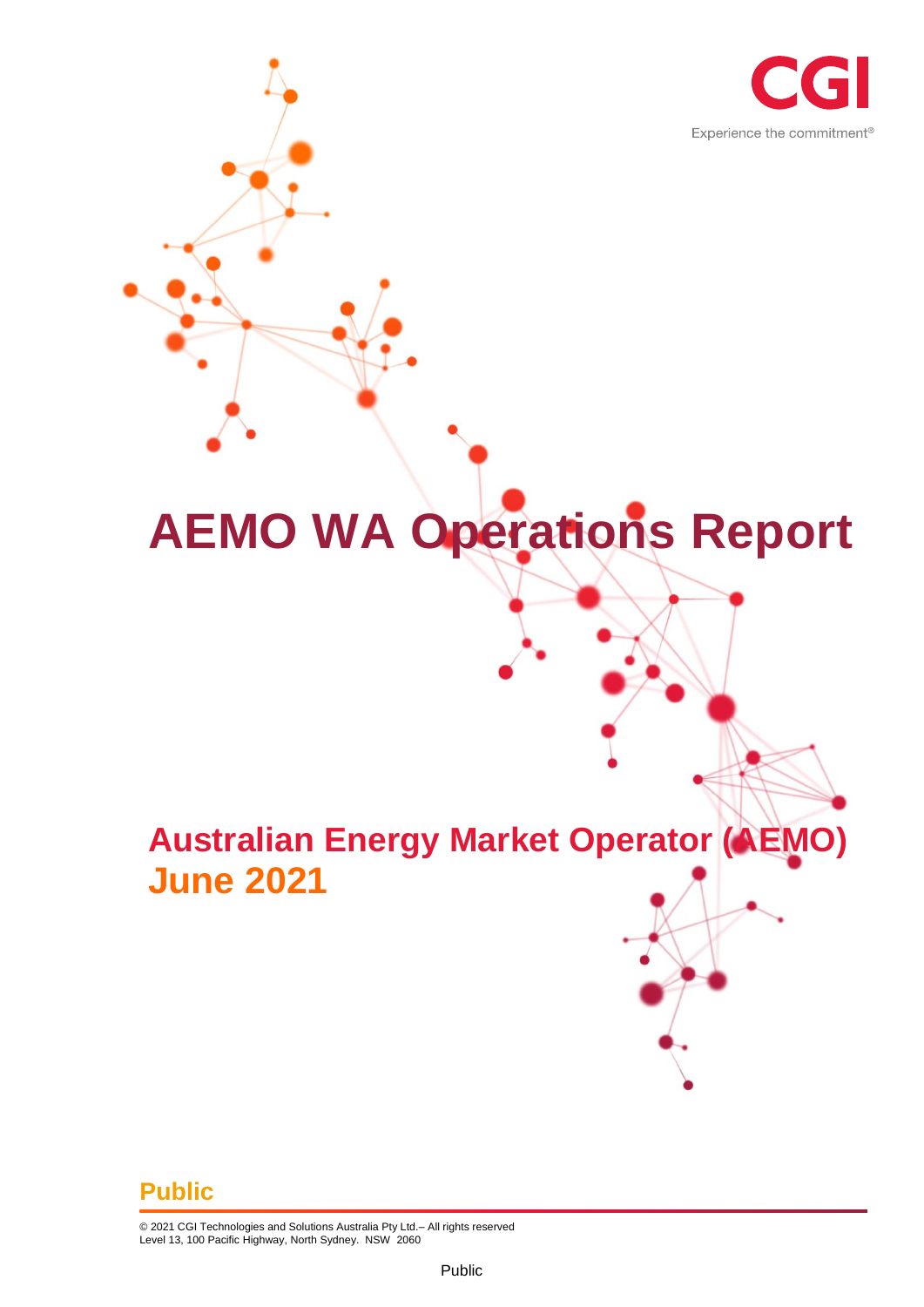CGI

Experience the commitment®

# AEMO WA Operations Report

## Australian Energy Market Operator (AEMO)
## June 2021

**Public**

© 2021 CGI Technologies and Solutions Australia Pty Ltd.– All rights reserved
Level 13, 100 Pacific Highway, North Sydney. NSW 2060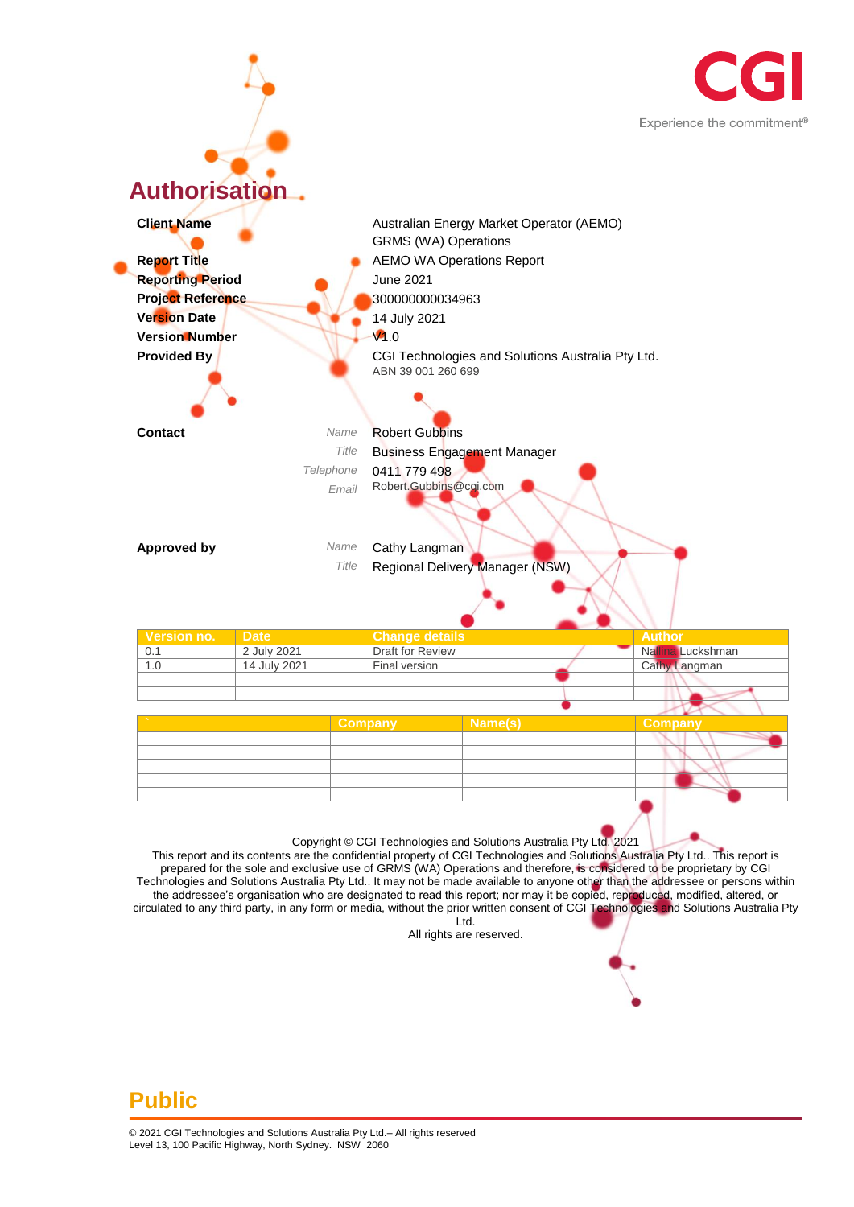## Authorisation

| | |
|---|---|
| **Client Name** | Australian Energy Market Operator (AEMO) GRMS (WA) Operations |
| **Report Title** | AEMO WA Operations Report |
| **Reporting Period** | June 2021 |
| **Project Reference** | 300000000034963 |
| **Version Date** | 14 July 2021 |
| **Version Number** | V1.0 |
| **Provided By** | CGI Technologies and Solutions Australia Pty Ltd. ABN 39 001 260 699 |

**Contact**

*Name* Robert Gubbins
*Title* Business Engagement Manager
*Telephone* 0411 779 498
*Email* Robert.Gubbins@cgi.com

**Approved by**

*Name* Cathy Langman
*Title* Regional Delivery Manager (NSW)

| Version no. | Date | Change details | Author |
|---|---|---|---|
| 0.1 | 2 July 2021 | Draft for Review | Nallina Luckshman |
| 1.0 | 14 July 2021 | Final version | Cathy Langman |
| | | | |
| | | | |

| ` | Company | Name(s) | Company |
|---|---|---|---|
| | | | |
| | | | |
| | | | |
| | | | |
| | | | |

Copyright © CGI Technologies and Solutions Australia Pty Ltd. 2021
This report and its contents are the confidential property of CGI Technologies and Solutions Australia Pty Ltd.. This report is prepared for the sole and exclusive use of GRMS (WA) Operations and therefore, is considered to be proprietary by CGI Technologies and Solutions Australia Pty Ltd.. It may not be made available to anyone other than the addressee or persons within the addressee's organisation who are designated to read this report; nor may it be copied, reproduced, modified, altered, or circulated to any third party, in any form or media, without the prior written consent of CGI Technologies and Solutions Australia Pty Ltd.
All rights are reserved.

**Public**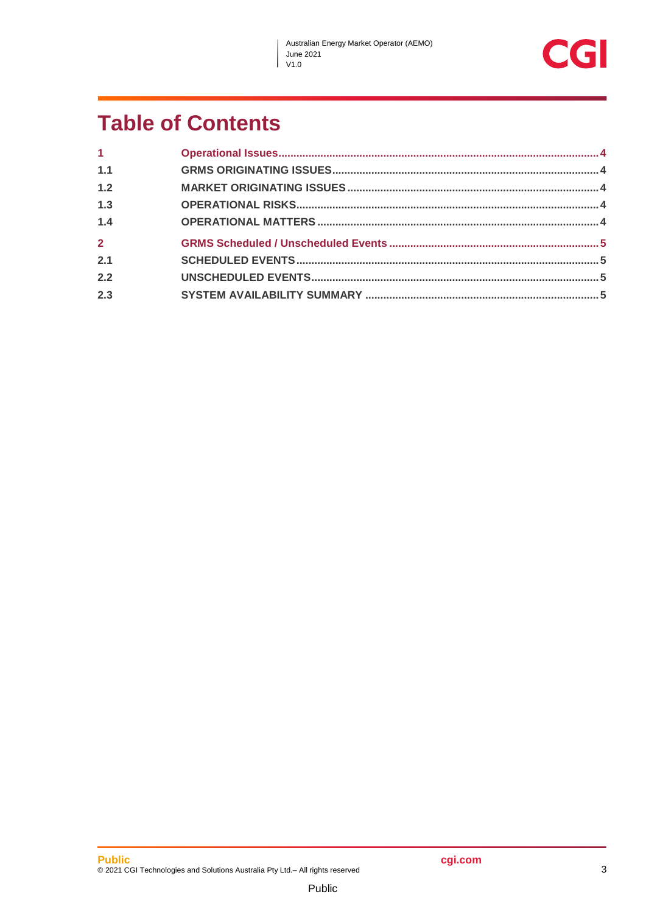# Table of Contents

| | | |
|---|---|---|
| **1** | **Operational Issues** | **4** |
| **1.1** | **GRMS ORIGINATING ISSUES** | **4** |
| **1.2** | **MARKET ORIGINATING ISSUES** | **4** |
| **1.3** | **OPERATIONAL RISKS** | **4** |
| **1.4** | **OPERATIONAL MATTERS** | **4** |
| **2** | **GRMS Scheduled / Unscheduled Events** | **5** |
| **2.1** | **SCHEDULED EVENTS** | **5** |
| **2.2** | **UNSCHEDULED EVENTS** | **5** |
| **2.3** | **SYSTEM AVAILABILITY SUMMARY** | **5** |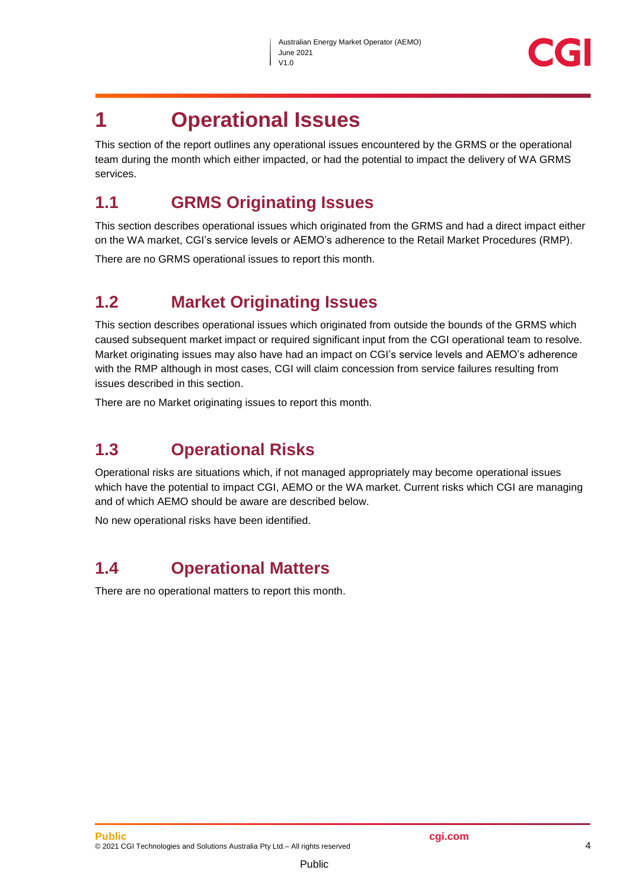# 1 Operational Issues

This section of the report outlines any operational issues encountered by the GRMS or the operational team during the month which either impacted, or had the potential to impact the delivery of WA GRMS services.

## 1.1 GRMS Originating Issues

This section describes operational issues which originated from the GRMS and had a direct impact either on the WA market, CGI's service levels or AEMO's adherence to the Retail Market Procedures (RMP).

There are no GRMS operational issues to report this month.

## 1.2 Market Originating Issues

This section describes operational issues which originated from outside the bounds of the GRMS which caused subsequent market impact or required significant input from the CGI operational team to resolve. Market originating issues may also have had an impact on CGI's service levels and AEMO's adherence with the RMP although in most cases, CGI will claim concession from service failures resulting from issues described in this section.

There are no Market originating issues to report this month.

## 1.3 Operational Risks

Operational risks are situations which, if not managed appropriately may become operational issues which have the potential to impact CGI, AEMO or the WA market. Current risks which CGI are managing and of which AEMO should be aware are described below.

No new operational risks have been identified.

## 1.4 Operational Matters

There are no operational matters to report this month.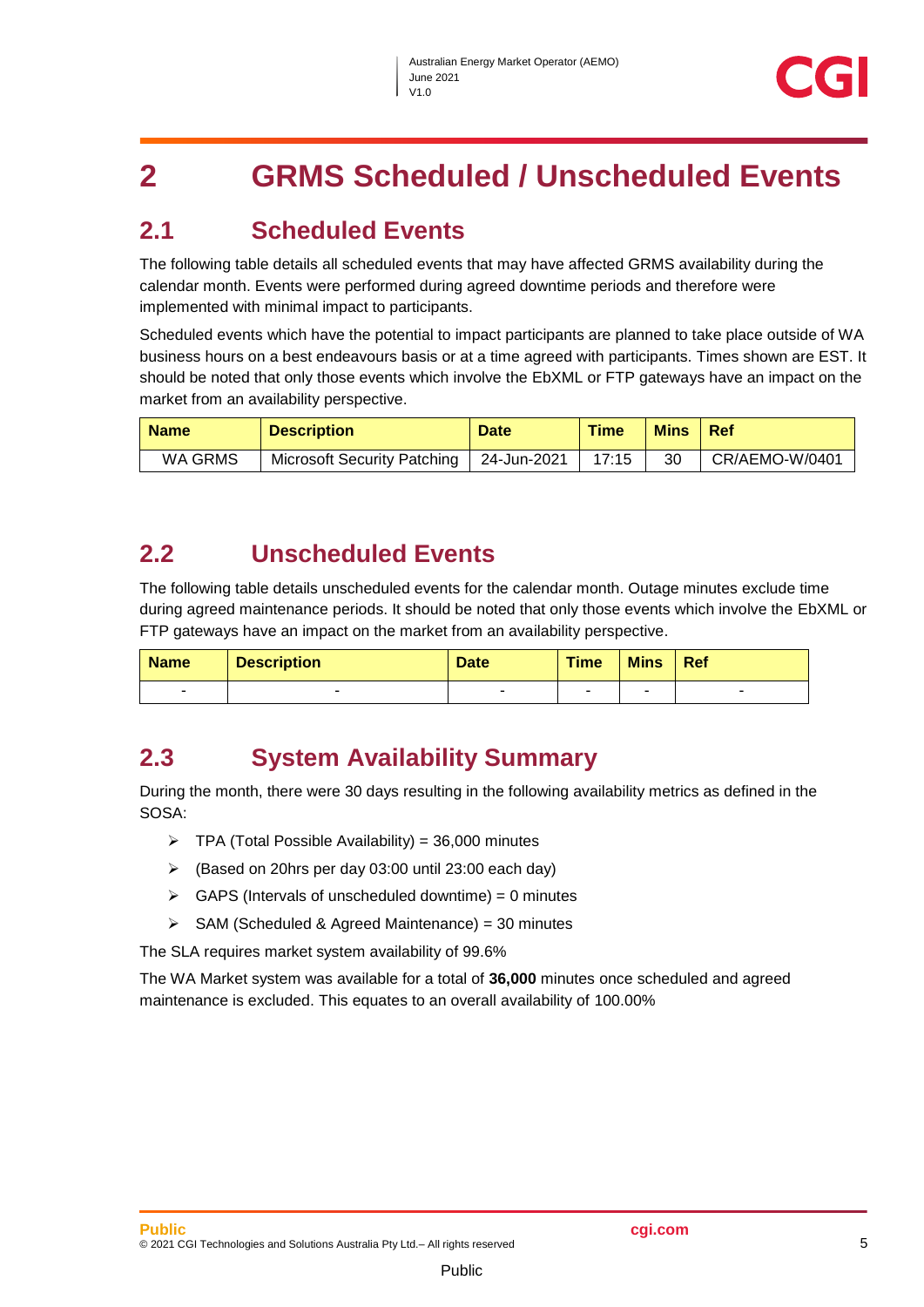# 2 GRMS Scheduled / Unscheduled Events

## 2.1 Scheduled Events

The following table details all scheduled events that may have affected GRMS availability during the calendar month. Events were performed during agreed downtime periods and therefore were implemented with minimal impact to participants.

Scheduled events which have the potential to impact participants are planned to take place outside of WA business hours on a best endeavours basis or at a time agreed with participants. Times shown are EST. It should be noted that only those events which involve the EbXML or FTP gateways have an impact on the market from an availability perspective.

| Name | Description | Date | Time | Mins | Ref |
|---|---|---|---|---|---|
| WA GRMS | Microsoft Security Patching | 24-Jun-2021 | 17:15 | 30 | CR/AEMO-W/0401 |

## 2.2 Unscheduled Events

The following table details unscheduled events for the calendar month. Outage minutes exclude time during agreed maintenance periods. It should be noted that only those events which involve the EbXML or FTP gateways have an impact on the market from an availability perspective.

| Name | Description | Date | Time | Mins | Ref |
|---|---|---|---|---|---|
| - | - | - | - | - | - |

## 2.3 System Availability Summary

During the month, there were 30 days resulting in the following availability metrics as defined in the SOSA:

- TPA (Total Possible Availability) = 36,000 minutes
- (Based on 20hrs per day 03:00 until 23:00 each day)
- GAPS (Intervals of unscheduled downtime) = 0 minutes
- SAM (Scheduled & Agreed Maintenance) = 30 minutes

The SLA requires market system availability of 99.6%

The WA Market system was available for a total of **36,000** minutes once scheduled and agreed maintenance is excluded. This equates to an overall availability of 100.00%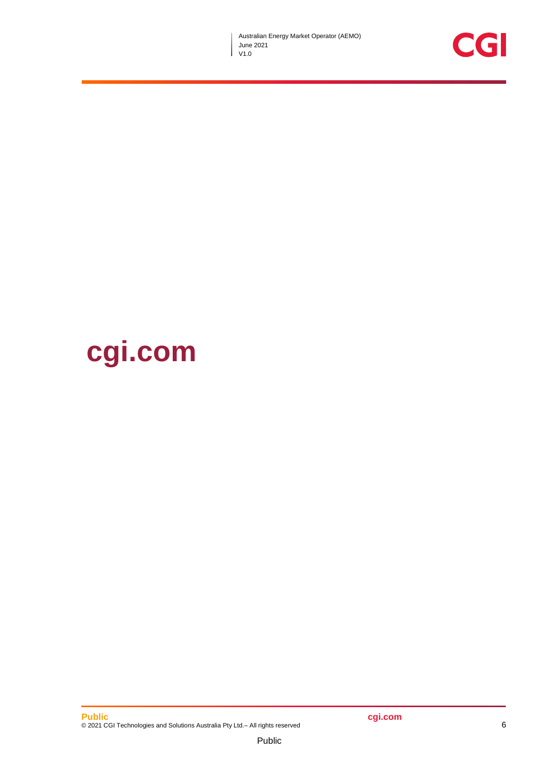cgi.com